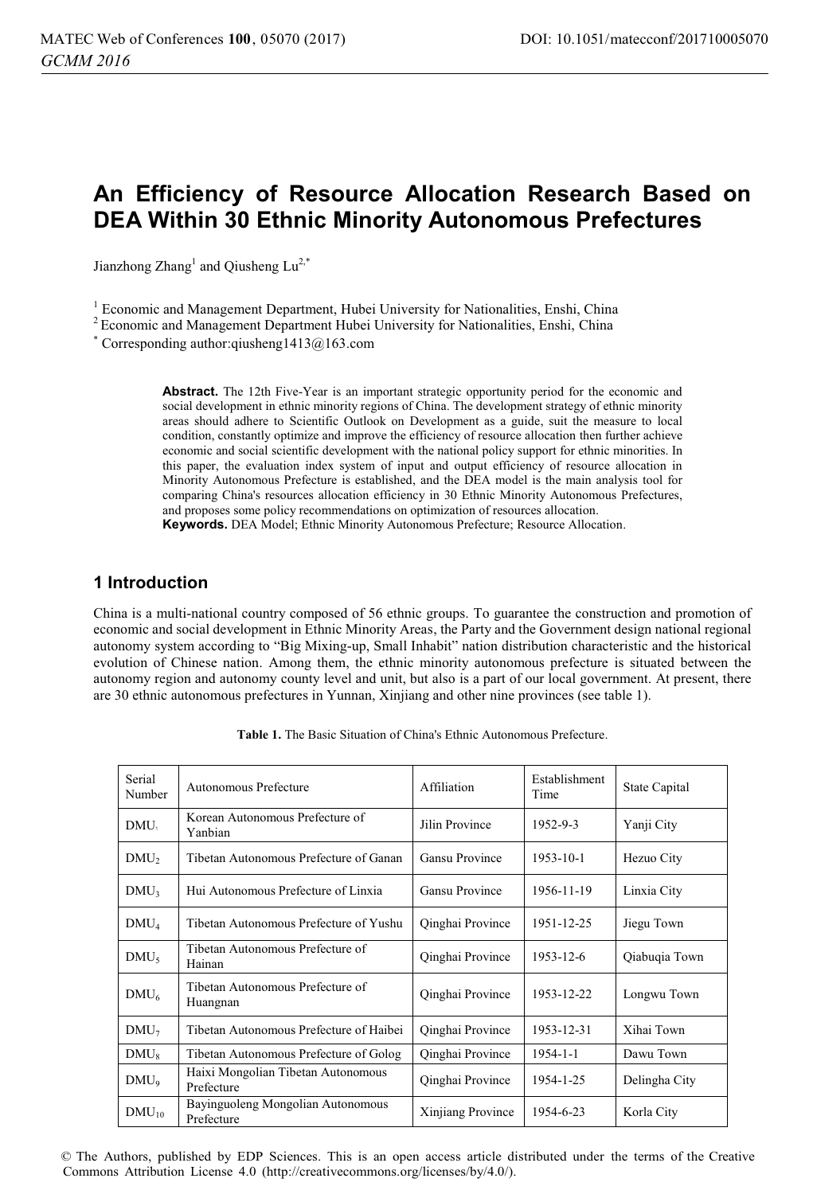# An Efficiency of Resource Allocation Research Based on DEA Within 30 Ethnic Minority Autonomous Prefectures

Jianzhong Zhang[1] and Qiusheng Lu[2,*]

[1] Economic and Management Department, Hubei University for Nationalities, Enshi, China
[2] Economic and Management Department Hubei University for Nationalities, Enshi, China
[*] Corresponding author:qiusheng1413@163.com

**Abstract.** The 12th Five-Year is an important strategic opportunity period for the economic and social development in ethnic minority regions of China. The development strategy of ethnic minority areas should adhere to Scientific Outlook on Development as a guide, suit the measure to local condition, constantly optimize and improve the efficiency of resource allocation then further achieve economic and social scientific development with the national policy support for ethnic minorities. In this paper, the evaluation index system of input and output efficiency of resource allocation in Minority Autonomous Prefecture is established, and the DEA model is the main analysis tool for comparing China's resources allocation efficiency in 30 Ethnic Minority Autonomous Prefectures, and proposes some policy recommendations on optimization of resources allocation.
**Keywords.** DEA Model; Ethnic Minority Autonomous Prefecture; Resource Allocation.

## 1 Introduction

China is a multi-national country composed of 56 ethnic groups. To guarantee the construction and promotion of economic and social development in Ethnic Minority Areas, the Party and the Government design national regional autonomy system according to "Big Mixing-up, Small Inhabit" nation distribution characteristic and the historical evolution of Chinese nation. Among them, the ethnic minority autonomous prefecture is situated between the autonomy region and autonomy county level and unit, but also is a part of our local government. At present, there are 30 ethnic autonomous prefectures in Yunnan, Xinjiang and other nine provinces (see table 1).

**Table 1.** The Basic Situation of China's Ethnic Autonomous Prefecture.

| Serial Number | Autonomous Prefecture | Affiliation | Establishment Time | State Capital |
|---|---|---|---|---|
| $DMU_1$ | Korean Autonomous Prefecture of Yanbian | Jilin Province | 1952-9-3 | Yanji City |
| $DMU_2$ | Tibetan Autonomous Prefecture of Ganan | Gansu Province | 1953-10-1 | Hezuo City |
| $DMU_3$ | Hui Autonomous Prefecture of Linxia | Gansu Province | 1956-11-19 | Linxia City |
| $DMU_4$ | Tibetan Autonomous Prefecture of Yushu | Qinghai Province | 1951-12-25 | Jiegu Town |
| $DMU_5$ | Tibetan Autonomous Prefecture of Hainan | Qinghai Province | 1953-12-6 | Qiabuqia Town |
| $DMU_6$ | Tibetan Autonomous Prefecture of Huangnan | Qinghai Province | 1953-12-22 | Longwu Town |
| $DMU_7$ | Tibetan Autonomous Prefecture of Haibei | Qinghai Province | 1953-12-31 | Xihai Town |
| $DMU_8$ | Tibetan Autonomous Prefecture of Golog | Qinghai Province | 1954-1-1 | Dawu Town |
| $DMU_9$ | Haixi Mongolian Tibetan Autonomous Prefecture | Qinghai Province | 1954-1-25 | Delingha City |
| $DMU_{10}$ | Bayinguoleng Mongolian Autonomous Prefecture | Xinjiang Province | 1954-6-23 | Korla City |

© The Authors, published by EDP Sciences. This is an open access article distributed under the terms of the Creative Commons Attribution License 4.0 (http://creativecommons.org/licenses/by/4.0/).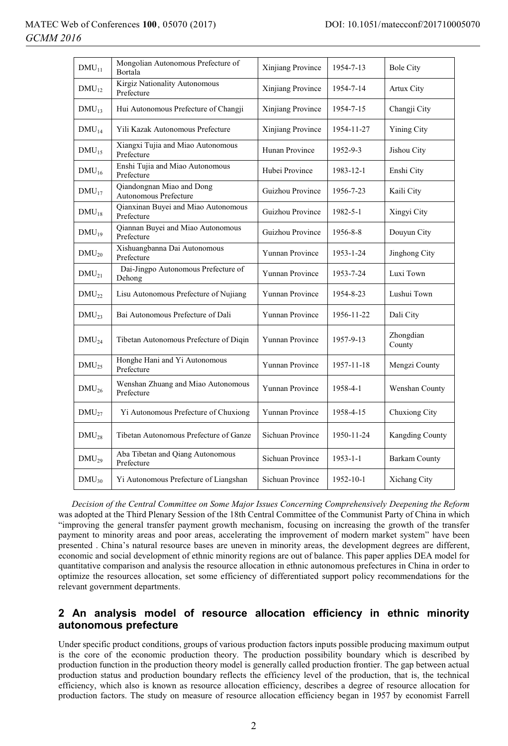| DMU | Name | Province | Date | Seat |
|---|---|---|---|---|
| $DMU_{11}$ | Mongolian Autonomous Prefecture of Bortala | Xinjiang Province | 1954-7-13 | Bole City |
| $DMU_{12}$ | Kirgiz Nationality Autonomous Prefecture | Xinjiang Province | 1954-7-14 | Artux City |
| $DMU_{13}$ | Hui Autonomous Prefecture of Changji | Xinjiang Province | 1954-7-15 | Changji City |
| $DMU_{14}$ | Yili Kazak Autonomous Prefecture | Xinjiang Province | 1954-11-27 | Yining City |
| $DMU_{15}$ | Xiangxi Tujia and Miao Autonomous Prefecture | Hunan Province | 1952-9-3 | Jishou City |
| $DMU_{16}$ | Enshi Tujia and Miao Autonomous Prefecture | Hubei Province | 1983-12-1 | Enshi City |
| $DMU_{17}$ | Qiandongnan Miao and Dong Autonomous Prefecture | Guizhou Province | 1956-7-23 | Kaili City |
| $DMU_{18}$ | Qianxinan Buyei and Miao Autonomous Prefecture | Guizhou Province | 1982-5-1 | Xingyi City |
| $DMU_{19}$ | Qiannan Buyei and Miao Autonomous Prefecture | Guizhou Province | 1956-8-8 | Douyun City |
| $DMU_{20}$ | Xishuangbanna Dai Autonomous Prefecture | Yunnan Province | 1953-1-24 | Jinghong City |
| $DMU_{21}$ | Dai-Jingpo Autonomous Prefecture of Dehong | Yunnan Province | 1953-7-24 | Luxi Town |
| $DMU_{22}$ | Lisu Autonomous Prefecture of Nujiang | Yunnan Province | 1954-8-23 | Lushui Town |
| $DMU_{23}$ | Bai Autonomous Prefecture of Dali | Yunnan Province | 1956-11-22 | Dali City |
| $DMU_{24}$ | Tibetan Autonomous Prefecture of Diqin | Yunnan Province | 1957-9-13 | Zhongdian County |
| $DMU_{25}$ | Honghe Hani and Yi Autonomous Prefecture | Yunnan Province | 1957-11-18 | Mengzi County |
| $DMU_{26}$ | Wenshan Zhuang and Miao Autonomous Prefecture | Yunnan Province | 1958-4-1 | Wenshan County |
| $DMU_{27}$ | Yi Autonomous Prefecture of Chuxiong | Yunnan Province | 1958-4-15 | Chuxiong City |
| $DMU_{28}$ | Tibetan Autonomous Prefecture of Ganze | Sichuan Province | 1950-11-24 | Kangding County |
| $DMU_{29}$ | Aba Tibetan and Qiang Autonomous Prefecture | Sichuan Province | 1953-1-1 | Barkam County |
| $DMU_{30}$ | Yi Autonomous Prefecture of Liangshan | Sichuan Province | 1952-10-1 | Xichang City |

*Decision of the Central Committee on Some Major Issues Concerning Comprehensively Deepening the Reform* was adopted at the Third Plenary Session of the 18th Central Committee of the Communist Party of China in which "improving the general transfer payment growth mechanism, focusing on increasing the growth of the transfer payment to minority areas and poor areas, accelerating the improvement of modern market system" have been presented . China's natural resource bases are uneven in minority areas, the development degrees are different, economic and social development of ethnic minority regions are out of balance. This paper applies DEA model for quantitative comparison and analysis the resource allocation in ethnic autonomous prefectures in China in order to optimize the resources allocation, set some efficiency of differentiated support policy recommendations for the relevant government departments.

## 2 An analysis model of resource allocation efficiency in ethnic minority autonomous prefecture

Under specific product conditions, groups of various production factors inputs possible producing maximum output is the core of the economic production theory. The production possibility boundary which is described by production function in the production theory model is generally called production frontier. The gap between actual production status and production boundary reflects the efficiency level of the production, that is, the technical efficiency, which also is known as resource allocation efficiency, describes a degree of resource allocation for production factors. The study on measure of resource allocation efficiency began in 1957 by economist Farrell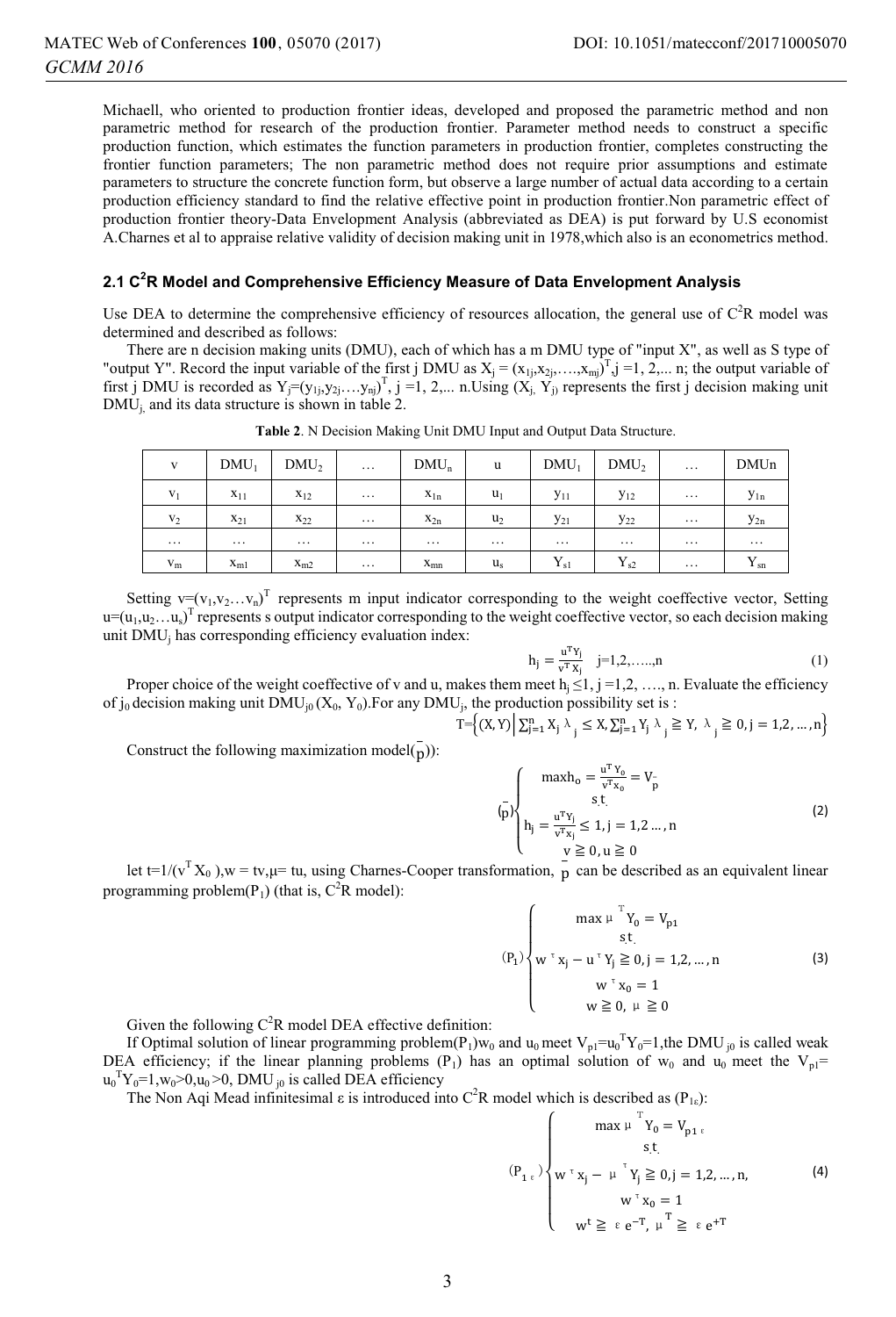Michaell, who oriented to production frontier ideas, developed and proposed the parametric method and non parametric method for research of the production frontier. Parameter method needs to construct a specific production function, which estimates the function parameters in production frontier, completes constructing the frontier function parameters; The non parametric method does not require prior assumptions and estimate parameters to structure the concrete function form, but observe a large number of actual data according to a certain production efficiency standard to find the relative effective point in production frontier.Non parametric effect of production frontier theory-Data Envelopment Analysis (abbreviated as DEA) is put forward by U.S economist A.Charnes et al to appraise relative validity of decision making unit in 1978,which also is an econometrics method.

## 2.1 $C^2R$ Model and Comprehensive Efficiency Measure of Data Envelopment Analysis

Use DEA to determine the comprehensive efficiency of resources allocation, the general use of $C^2R$ model was determined and described as follows:

There are n decision making units (DMU), each of which has a m DMU type of "input X", as well as S type of "output Y". Record the input variable of the first j DMU as $X_j = (x_{1j},x_{2j},\ldots,x_{mj})^T$,j =1, 2,... n; the output variable of first j DMU is recorded as $Y_j=(y_{1j},y_{2j},\ldots,y_{nj})^T$, j =1, 2,... n.Using $(X_j, Y_j)$ represents the first j decision making unit $DMU_j$, and its data structure is shown in table 2.

**Table 2**. N Decision Making Unit DMU Input and Output Data Structure.

| v | $DMU_1$ | $DMU_2$ | … | $DMU_n$ | u | $DMU_1$ | $DMU_2$ | … | DMUn |
|---|---|---|---|---|---|---|---|---|---|
| $v_1$ | $x_{11}$ | $x_{12}$ | … | $x_{1n}$ | $u_1$ | $y_{11}$ | $y_{12}$ | … | $y_{1n}$ |
| $v_2$ | $x_{21}$ | $x_{22}$ | … | $x_{2n}$ | $u_2$ | $y_{21}$ | $y_{22}$ | … | $y_{2n}$ |
| … | … | … | … | … | … | … | … | … | … |
| $v_m$ | $x_{m1}$ | $x_{m2}$ | … | $x_{mn}$ | $u_s$ | $Y_{s1}$ | $Y_{s2}$ | … | $Y_{sn}$ |

Setting $v=(v_1,v_2\ldots v_n)^T$ represents m input indicator corresponding to the weight coeffective vector, Setting $u=(u_1,u_2\ldots u_s)^T$ represents s output indicator corresponding to the weight coeffective vector, so each decision making unit $DMU_j$ has corresponding efficiency evaluation index:

$$h_j = \frac{u^T Y_j}{v^T X_j} \quad j=1,2,\ldots,n \tag{1}$$

Proper choice of the weight coeffective of v and u, makes them meet $h_j \leq 1$, j =1,2, …, n. Evaluate the efficiency of $j_0$ decision making unit $DMU_{j0}$ $(X_0, Y_0)$.For any $DMU_j$, the production possibility set is :

$$T=\left\{(X,Y)\middle|\sum_{j=1}^{n} X_j \lambda_j \leq X, \sum_{j=1}^{n} Y_j \lambda_j \geqq Y, \lambda_j \geqq 0, j=1,2,\ldots,n\right\}$$

Construct the following maximization model($\bar{p}$)):

$$(\bar{p})\begin{cases} \max h_o = \dfrac{u^T Y_0}{v^T x_0} = V_{\bar{p}} \\ \text{s.t.} \\ h_j = \dfrac{u^T Y_j}{v^T x_j} \leq 1, j=1,2\ldots,n \\ v \geqq 0, u \geqq 0 \end{cases} \tag{2}$$

let $t=1/(v^T X_0)$,$w = tv$,$\mu= tu$, using Charnes-Cooper transformation, $\bar{p}$ can be described as an equivalent linear programming problem($P_1$) (that is, $C^2R$ model):

$$(P_1)\begin{cases} \max \mu^T Y_0 = V_{p1} \\ \text{s.t.} \\ w^\tau x_j - u^\tau Y_j \geqq 0, j=1,2,\ldots,n \\ w^\tau x_0 = 1 \\ w \geqq 0, \mu \geqq 0 \end{cases} \tag{3}$$

Given the following $C^2R$ model DEA effective definition:

If Optimal solution of linear programming problem$(P_1)w_0$ and $u_0$ meet $V_{p1}=u_0^T Y_0=1$,the $DMU_{j0}$ is called weak DEA efficiency; if the linear planning problems $(P_1)$ has an optimal solution of $w_0$ and $u_0$ meet the $V_{p1}= u_0^T Y_0=1, w_0>0, u_0>0$, $DMU_{j0}$ is called DEA efficiency

The Non Aqi Mead infinitesimal ε is introduced into $C^2R$ model which is described as $(P_{1\varepsilon})$:

$$(P_{1\varepsilon})\begin{cases} \max \mu^T Y_0 = V_{p1\varepsilon} \\ \text{s.t.} \\ w^\tau x_j - \mu^\tau Y_j \geqq 0, j=1,2,\ldots,n, \\ w^\tau x_0 = 1 \\ w^t \geqq \varepsilon e^{-T}, \mu^T \geqq \varepsilon e^{+T} \end{cases} \tag{4}$$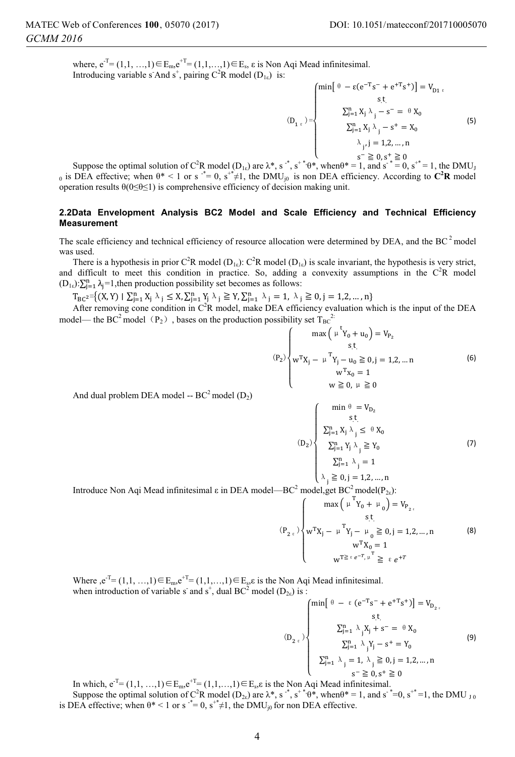where, $e^{-T}=(1,1,\ldots,1)\in E_m, e^{+T}=(1,1,\ldots,1)\in E_s$, ε is Non Aqi Mead infinitesimal.

Introducing variable $s^-$ And $s^+$, pairing $C^2R$ model ($D_{1\varepsilon}$) is:

$$
(D_{1\varepsilon})=\begin{cases}\min\left[\theta-\varepsilon(e^{-T}s^-+e^{+T}s^+)\right]=V_{D1\varepsilon}\\ \text{s.t.}\\ \sum_{j=1}^{n}X_j\lambda_j-s^-=\theta X_0\\ \sum_{j=1}^{n}X_j\lambda_j-s^+=X_0\\ \lambda_j, j=1,2,\ldots,n\\ s^-\geqq 0, s^+\geqq 0\end{cases} \tag{5}
$$

Suppose the optimal solution of $C^2R$ model ($D_{1\varepsilon}$) are $\lambda^*$, $s^{-*}$, $s^{+*}\theta^*$, when $\theta^*=1$, and $s^{-*}=0$, $s^{+*}=1$, the $DMU_{J0}$ is DEA effective; when $\theta^*<1$ or $s^{-*}=0$, $s^{+*}\neq 1$, the $DMU_{j0}$ is non DEA efficiency. According to **$C^2R$** model operation results $\theta(0\leq\theta\leq 1)$ is comprehensive efficiency of decision making unit.

## 2.2 Data Envelopment Analysis BC2 Model and Scale Efficiency and Technical Efficiency Measurement

The scale efficiency and technical efficiency of resource allocation were determined by DEA, and the $BC^2$ model was used.

There is a hypothesis in prior $C^2R$ model ($D_{1\varepsilon}$): $C^2R$ model ($D_{1\varepsilon}$) is scale invariant, the hypothesis is very strict, and difficult to meet this condition in practice. So, adding a convexity assumptions in the $C^2R$ model ($D_{1\varepsilon}$): $\sum_{j=1}^{n}\lambda_j=1$, then production possibility set becomes as follows:

$T_{BC^2}=\{(X,Y)\mid \sum_{j=1}^{n}X_j\lambda_j\leq X, \sum_{j=1}^{n}Y_j\lambda_j\geqq Y, \sum_{j=1}^{n}\lambda_j=1, \lambda_j\geqq 0, j=1,2,\ldots,n\}$

After removing cone condition in $C^2R$ model, make DEA efficiency evaluation which is the input of the DEA model— the $BC^2$ model ($P_2$), bases on the production possibility set $T_{BC^2}$:

$$
(P_2)\begin{cases}\max\left(\mu^{t}Y_0+u_0\right)=V_{P_2}\\ \text{s.t.}\\ w^TX_j-\mu^TY_j-u_0\geqq 0, j=1,2,\ldots n\\ w^TX_0=1\\ w\geqq 0, \mu\geqq 0\end{cases} \tag{6}
$$

And dual problem DEA model -- $BC^2$ model ($D_2$)

$$
(D_2)\begin{cases}\min\theta=V_{D_2}\\ \text{s.t.}\\ \sum_{j=1}^{n}X_j\lambda_j\leq\theta X_0\\ \sum_{j=1}^{n}Y_j\lambda_j\geqq Y_0\\ \sum_{j=1}^{n}\lambda_j=1\\ \lambda_j\geqq 0, j=1,2,\ldots,n\end{cases} \tag{7}
$$

Introduce Non Aqi Mead infinitesimal ε in DEA model—$BC^2$ model, get $BC^2$ model($P_{2\varepsilon}$):

$$
(P_{2\varepsilon})\begin{cases}\max\left(\mu^TY_0+\mu_0\right)=V_{P_{2\varepsilon}}\\ \text{s.t.}\\ w^TX_j-\mu^TY_j-\mu_0\geqq 0, j=1,2,\ldots,n\\ w^TX_0=1\\ w^T\geqq\varepsilon e^{-T}, \mu^T\geqq\varepsilon e^{+T}\end{cases} \tag{8}
$$

Where, $e^{-T}=(1,1,\ldots,1)\in E_m, e^{+T}=(1,1,\ldots,1)\in E_s$, ε is the Non Aqi Mead infinitesimal.

when introduction of variable $s^-$ and $s^+$, dual $BC^2$ model ($D_{2\varepsilon}$) is :

$$
(D_{2\varepsilon})\begin{cases}\min\left[\theta-\varepsilon(e^{-T}s^-+e^{+T}s^+)\right]=V_{D_{2\varepsilon}}\\ \text{s.t.}\\ \sum_{j=1}^{n}\lambda_jX_j+s^-=\theta X_0\\ \sum_{j=1}^{n}\lambda_jY_j-s^+=Y_0\\ \sum_{j=1}^{n}\lambda_j=1, \lambda_j\geqq 0, j=1,2,\ldots,n\\ s^-\geqq 0, s^+\geqq 0\end{cases} \tag{9}
$$

In which, $e^{-T}=(1,1,\ldots,1)\in E_m, e^{+T}=(1,1,\ldots,1)\in E_s$, ε is the Non Aqi Mead infinitesimal.

Suppose the optimal solution of $C^2R$ model ($D_{2\varepsilon}$) are $\lambda^*$, $s^{-*}$, $s^{+*}\theta^*$, when $\theta^*=1$, and $s^{-*}=0$, $s^{+*}=1$, the $DMU_{J0}$ is DEA effective; when $\theta^*<1$ or $s^{-*}=0$, $s^{+*}\neq 1$, the $DMU_{j0}$ for non DEA effective.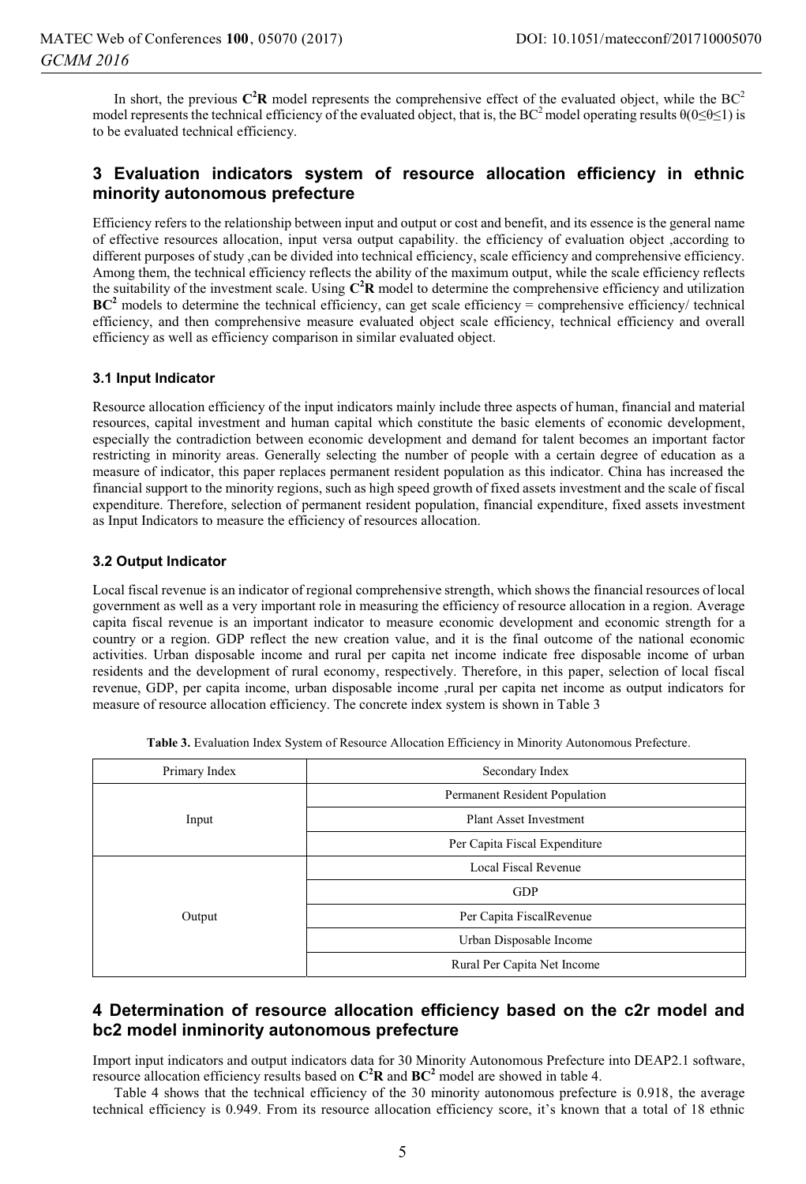In short, the previous **$C^2R$** model represents the comprehensive effect of the evaluated object, while the $BC^2$ model represents the technical efficiency of the evaluated object, that is, the $BC^2$ model operating results $\theta(0\leq\theta\leq1)$ is to be evaluated technical efficiency.

## 3 Evaluation indicators system of resource allocation efficiency in ethnic minority autonomous prefecture

Efficiency refers to the relationship between input and output or cost and benefit, and its essence is the general name of effective resources allocation, input versa output capability. the efficiency of evaluation object ,according to different purposes of study ,can be divided into technical efficiency, scale efficiency and comprehensive efficiency. Among them, the technical efficiency reflects the ability of the maximum output, while the scale efficiency reflects the suitability of the investment scale. Using **$C^2R$** model to determine the comprehensive efficiency and utilization **$BC^2$** models to determine the technical efficiency, can get scale efficiency = comprehensive efficiency/ technical efficiency, and then comprehensive measure evaluated object scale efficiency, technical efficiency and overall efficiency as well as efficiency comparison in similar evaluated object.

### 3.1 Input Indicator

Resource allocation efficiency of the input indicators mainly include three aspects of human, financial and material resources, capital investment and human capital which constitute the basic elements of economic development, especially the contradiction between economic development and demand for talent becomes an important factor restricting in minority areas. Generally selecting the number of people with a certain degree of education as a measure of indicator, this paper replaces permanent resident population as this indicator. China has increased the financial support to the minority regions, such as high speed growth of fixed assets investment and the scale of fiscal expenditure. Therefore, selection of permanent resident population, financial expenditure, fixed assets investment as Input Indicators to measure the efficiency of resources allocation.

### 3.2 Output Indicator

Local fiscal revenue is an indicator of regional comprehensive strength, which shows the financial resources of local government as well as a very important role in measuring the efficiency of resource allocation in a region. Average capita fiscal revenue is an important indicator to measure economic development and economic strength for a country or a region. GDP reflect the new creation value, and it is the final outcome of the national economic activities. Urban disposable income and rural per capita net income indicate free disposable income of urban residents and the development of rural economy, respectively. Therefore, in this paper, selection of local fiscal revenue, GDP, per capita income, urban disposable income ,rural per capita net income as output indicators for measure of resource allocation efficiency. The concrete index system is shown in Table 3

**Table 3.** Evaluation Index System of Resource Allocation Efficiency in Minority Autonomous Prefecture.

| Primary Index | Secondary Index |
|---|---|
| Input | Permanent Resident Population |
| | Plant Asset Investment |
| | Per Capita Fiscal Expenditure |
| Output | Local Fiscal Revenue |
| | GDP |
| | Per Capita FiscalRevenue |
| | Urban Disposable Income |
| | Rural Per Capita Net Income |

## 4 Determination of resource allocation efficiency based on the c2r model and bc2 model inminority autonomous prefecture

Import input indicators and output indicators data for 30 Minority Autonomous Prefecture into DEAP2.1 software, resource allocation efficiency results based on **$C^2R$** and **$BC^2$** model are showed in table 4.

Table 4 shows that the technical efficiency of the 30 minority autonomous prefecture is 0.918, the average technical efficiency is 0.949. From its resource allocation efficiency score, it's known that a total of 18 ethnic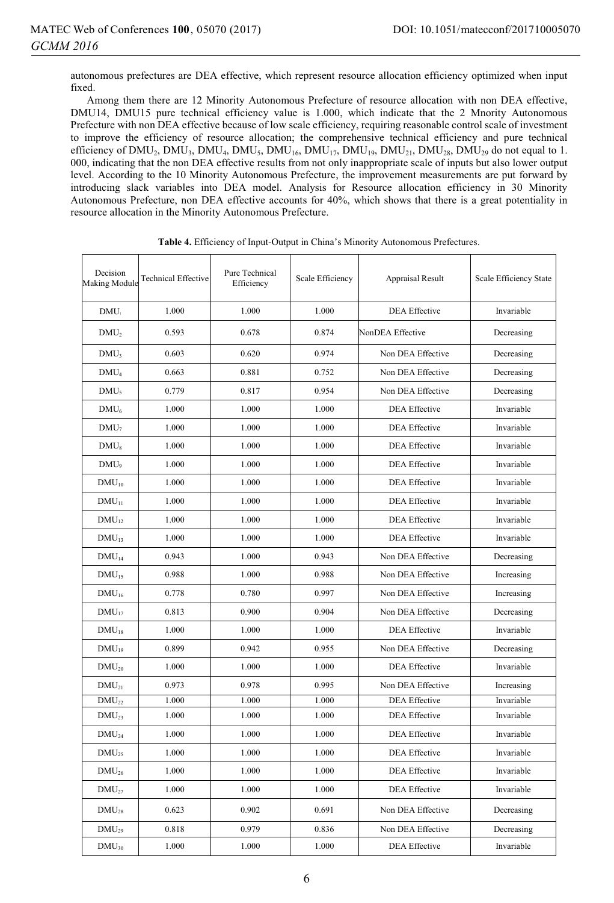autonomous prefectures are DEA effective, which represent resource allocation efficiency optimized when input fixed.

Among them there are 12 Minority Autonomous Prefecture of resource allocation with non DEA effective, DMU14, DMU15 pure technical efficiency value is 1.000, which indicate that the 2 Mnority Autonomous Prefecture with non DEA effective because of low scale efficiency, requiring reasonable control scale of investment to improve the efficiency of resource allocation; the comprehensive technical efficiency and pure technical efficiency of $DMU_2$, $DMU_3$, $DMU_4$, $DMU_5$, $DMU_{16}$, $DMU_{17}$, $DMU_{19}$, $DMU_{21}$, $DMU_{28}$, $DMU_{29}$ do not equal to 1. 000, indicating that the non DEA effective results from not only inappropriate scale of inputs but also lower output level. According to the 10 Minority Autonomous Prefecture, the improvement measurements are put forward by introducing slack variables into DEA model. Analysis for Resource allocation efficiency in 30 Minority Autonomous Prefecture, non DEA effective accounts for 40%, which shows that there is a great potentiality in resource allocation in the Minority Autonomous Prefecture.

**Table 4.** Efficiency of Input-Output in China's Minority Autonomous Prefectures.

| Decision Making Module | Technical Effective | Pure Technical Efficiency | Scale Efficiency | Appraisal Result | Scale Efficiency State |
|---|---|---|---|---|---|
| $DMU_1$ | 1.000 | 1.000 | 1.000 | DEA Effective | Invariable |
| $DMU_2$ | 0.593 | 0.678 | 0.874 | NonDEA Effective | Decreasing |
| $DMU_3$ | 0.603 | 0.620 | 0.974 | Non DEA Effective | Decreasing |
| $DMU_4$ | 0.663 | 0.881 | 0.752 | Non DEA Effective | Decreasing |
| $DMU_5$ | 0.779 | 0.817 | 0.954 | Non DEA Effective | Decreasing |
| $DMU_6$ | 1.000 | 1.000 | 1.000 | DEA Effective | Invariable |
| $DMU_7$ | 1.000 | 1.000 | 1.000 | DEA Effective | Invariable |
| $DMU_8$ | 1.000 | 1.000 | 1.000 | DEA Effective | Invariable |
| $DMU_9$ | 1.000 | 1.000 | 1.000 | DEA Effective | Invariable |
| $DMU_{10}$ | 1.000 | 1.000 | 1.000 | DEA Effective | Invariable |
| $DMU_{11}$ | 1.000 | 1.000 | 1.000 | DEA Effective | Invariable |
| $DMU_{12}$ | 1.000 | 1.000 | 1.000 | DEA Effective | Invariable |
| $DMU_{13}$ | 1.000 | 1.000 | 1.000 | DEA Effective | Invariable |
| $DMU_{14}$ | 0.943 | 1.000 | 0.943 | Non DEA Effective | Decreasing |
| $DMU_{15}$ | 0.988 | 1.000 | 0.988 | Non DEA Effective | Increasing |
| $DMU_{16}$ | 0.778 | 0.780 | 0.997 | Non DEA Effective | Increasing |
| $DMU_{17}$ | 0.813 | 0.900 | 0.904 | Non DEA Effective | Decreasing |
| $DMU_{18}$ | 1.000 | 1.000 | 1.000 | DEA Effective | Invariable |
| $DMU_{19}$ | 0.899 | 0.942 | 0.955 | Non DEA Effective | Decreasing |
| $DMU_{20}$ | 1.000 | 1.000 | 1.000 | DEA Effective | Invariable |
| $DMU_{21}$ | 0.973 | 0.978 | 0.995 | Non DEA Effective | Increasing |
| $DMU_{22}$ | 1.000 | 1.000 | 1.000 | DEA Effective | Invariable |
| $DMU_{23}$ | 1.000 | 1.000 | 1.000 | DEA Effective | Invariable |
| $DMU_{24}$ | 1.000 | 1.000 | 1.000 | DEA Effective | Invariable |
| $DMU_{25}$ | 1.000 | 1.000 | 1.000 | DEA Effective | Invariable |
| $DMU_{26}$ | 1.000 | 1.000 | 1.000 | DEA Effective | Invariable |
| $DMU_{27}$ | 1.000 | 1.000 | 1.000 | DEA Effective | Invariable |
| $DMU_{28}$ | 0.623 | 0.902 | 0.691 | Non DEA Effective | Decreasing |
| $DMU_{29}$ | 0.818 | 0.979 | 0.836 | Non DEA Effective | Decreasing |
| $DMU_{30}$ | 1.000 | 1.000 | 1.000 | DEA Effective | Invariable |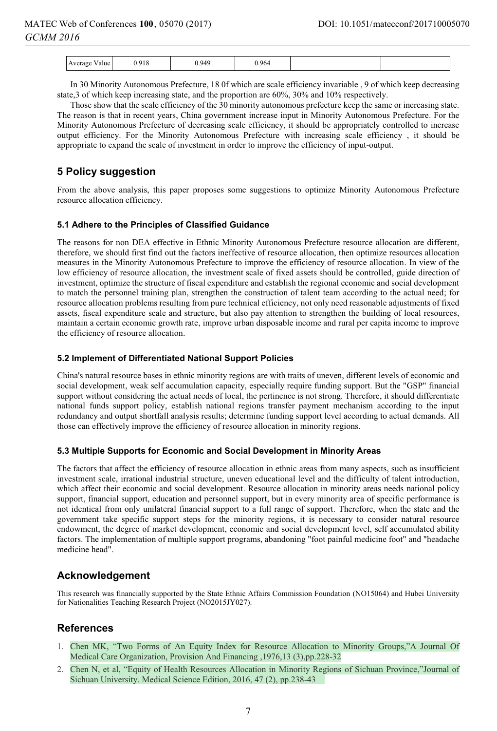| Average Value | 0.918 | 0.949 | 0.964 | | |
|---|---|---|---|---|---|

In 30 Minority Autonomous Prefecture, 18 0f which are scale efficiency invariable , 9 of which keep decreasing state,3 of which keep increasing state, and the proportion are 60%, 30% and 10% respectively.

Those show that the scale efficiency of the 30 minority autonomous prefecture keep the same or increasing state. The reason is that in recent years, China government increase input in Minority Autonomous Prefecture. For the Minority Autonomous Prefecture of decreasing scale efficiency, it should be appropriately controlled to increase output efficiency. For the Minority Autonomous Prefecture with increasing scale efficiency , it should be appropriate to expand the scale of investment in order to improve the efficiency of input-output.

## 5 Policy suggestion

From the above analysis, this paper proposes some suggestions to optimize Minority Autonomous Prefecture resource allocation efficiency.

### 5.1 Adhere to the Principles of Classified Guidance

The reasons for non DEA effective in Ethnic Minority Autonomous Prefecture resource allocation are different, therefore, we should first find out the factors ineffective of resource allocation, then optimize resources allocation measures in the Minority Autonomous Prefecture to improve the efficiency of resource allocation. In view of the low efficiency of resource allocation, the investment scale of fixed assets should be controlled, guide direction of investment, optimize the structure of fiscal expenditure and establish the regional economic and social development to match the personnel training plan, strengthen the construction of talent team according to the actual need; for resource allocation problems resulting from pure technical efficiency, not only need reasonable adjustments of fixed assets, fiscal expenditure scale and structure, but also pay attention to strengthen the building of local resources, maintain a certain economic growth rate, improve urban disposable income and rural per capita income to improve the efficiency of resource allocation.

### 5.2 Implement of Differentiated National Support Policies

China's natural resource bases in ethnic minority regions are with traits of uneven, different levels of economic and social development, weak self accumulation capacity, especially require funding support. But the "GSP" financial support without considering the actual needs of local, the pertinence is not strong. Therefore, it should differentiate national funds support policy, establish national regions transfer payment mechanism according to the input redundancy and output shortfall analysis results; determine funding support level according to actual demands. All those can effectively improve the efficiency of resource allocation in minority regions.

### 5.3 Multiple Supports for Economic and Social Development in Minority Areas

The factors that affect the efficiency of resource allocation in ethnic areas from many aspects, such as insufficient investment scale, irrational industrial structure, uneven educational level and the difficulty of talent introduction, which affect their economic and social development. Resource allocation in minority areas needs national policy support, financial support, education and personnel support, but in every minority area of specific performance is not identical from only unilateral financial support to a full range of support. Therefore, when the state and the government take specific support steps for the minority regions, it is necessary to consider natural resource endowment, the degree of market development, economic and social development level, self accumulated ability factors. The implementation of multiple support programs, abandoning "foot painful medicine foot" and "headache medicine head".

## Acknowledgement

This research was financially supported by the State Ethnic Affairs Commission Foundation (NO15064) and Hubei University for Nationalities Teaching Research Project (NO2015JY027).

## References

1. Chen MK, "Two Forms of An Equity Index for Resource Allocation to Minority Groups,"A Journal Of Medical Care Organization, Provision And Financing ,1976,13 (3),pp.228-32
2. Chen N, et al, "Equity of Health Resources Allocation in Minority Regions of Sichuan Province,"Journal of Sichuan University. Medical Science Edition, 2016, 47 (2), pp.238-43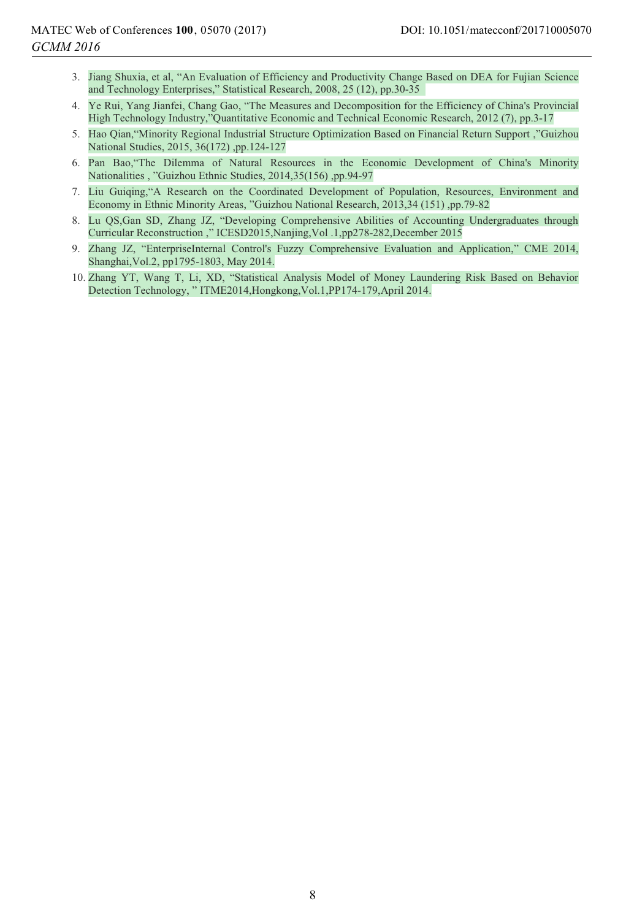3. Jiang Shuxia, et al, "An Evaluation of Efficiency and Productivity Change Based on DEA for Fujian Science and Technology Enterprises," Statistical Research, 2008, 25 (12), pp.30-35
4. Ye Rui, Yang Jianfei, Chang Gao, "The Measures and Decomposition for the Efficiency of China's Provincial High Technology Industry,"Quantitative Economic and Technical Economic Research, 2012 (7), pp.3-17
5. Hao Qian,"Minority Regional Industrial Structure Optimization Based on Financial Return Support ,"Guizhou National Studies, 2015, 36(172) ,pp.124-127
6. Pan Bao,"The Dilemma of Natural Resources in the Economic Development of China's Minority Nationalities , "Guizhou Ethnic Studies, 2014,35(156) ,pp.94-97
7. Liu Guiqing,"A Research on the Coordinated Development of Population, Resources, Environment and Economy in Ethnic Minority Areas, "Guizhou National Research, 2013,34 (151) ,pp.79-82
8. Lu QS,Gan SD, Zhang JZ, "Developing Comprehensive Abilities of Accounting Undergraduates through Curricular Reconstruction ," ICESD2015,Nanjing,Vol .1,pp278-282,December 2015
9. Zhang JZ, "EnterpriseInternal Control's Fuzzy Comprehensive Evaluation and Application," CME 2014, Shanghai,Vol.2, pp1795-1803, May 2014.
10. Zhang YT, Wang T, Li, XD, "Statistical Analysis Model of Money Laundering Risk Based on Behavior Detection Technology, " ITME2014,Hongkong,Vol.1,PP174-179,April 2014.